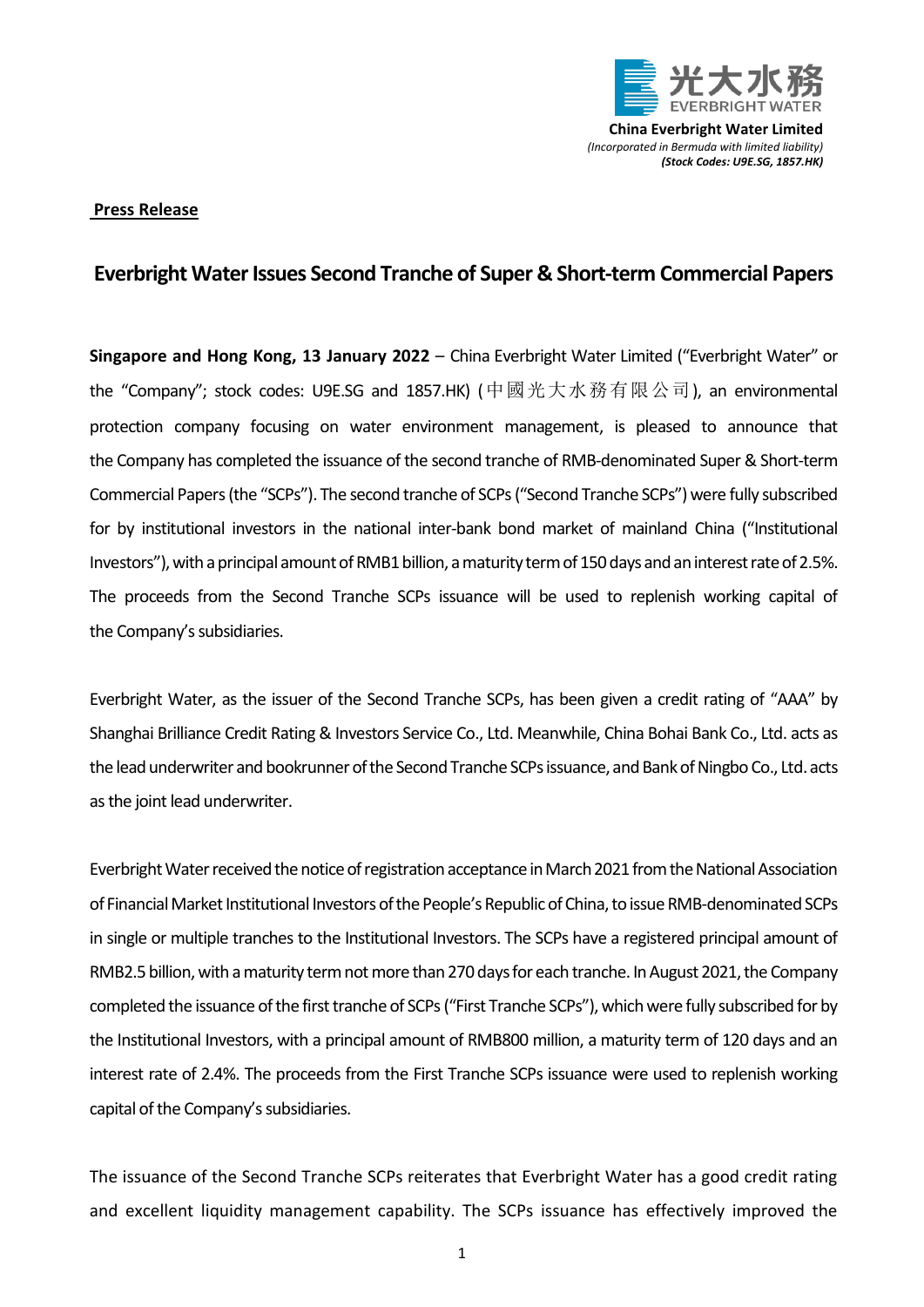光大水務

EVERBRIGHT WATER

**China Everbright Water Limited**

*(Incorporated in Bermuda with limited liability)*

***(Stock Codes: U9E.SG, 1857.HK)***

**Press Release**

# Everbright Water Issues Second Tranche of Super & Short-term Commercial Papers

**Singapore and Hong Kong, 13 January 2022** – China Everbright Water Limited ("Everbright Water" or the "Company"; stock codes: U9E.SG and 1857.HK) (中國光大水務有限公司), an environmental protection company focusing on water environment management, is pleased to announce that the Company has completed the issuance of the second tranche of RMB-denominated Super & Short-term Commercial Papers (the "SCPs"). The second tranche of SCPs ("Second Tranche SCPs") were fully subscribed for by institutional investors in the national inter-bank bond market of mainland China ("Institutional Investors"), with a principal amount of RMB1 billion, a maturity term of 150 days and an interest rate of 2.5%. The proceeds from the Second Tranche SCPs issuance will be used to replenish working capital of the Company's subsidiaries.

Everbright Water, as the issuer of the Second Tranche SCPs, has been given a credit rating of "AAA" by Shanghai Brilliance Credit Rating & Investors Service Co., Ltd. Meanwhile, China Bohai Bank Co., Ltd. acts as the lead underwriter and bookrunner of the Second Tranche SCPs issuance, and Bank of Ningbo Co., Ltd. acts as the joint lead underwriter.

Everbright Water received the notice of registration acceptance in March 2021 from the National Association of Financial Market Institutional Investors of the People's Republic of China, to issue RMB-denominated SCPs in single or multiple tranches to the Institutional Investors. The SCPs have a registered principal amount of RMB2.5 billion, with a maturity term not more than 270 days for each tranche. In August 2021, the Company completed the issuance of the first tranche of SCPs ("First Tranche SCPs"), which were fully subscribed for by the Institutional Investors, with a principal amount of RMB800 million, a maturity term of 120 days and an interest rate of 2.4%. The proceeds from the First Tranche SCPs issuance were used to replenish working capital of the Company's subsidiaries.

The issuance of the Second Tranche SCPs reiterates that Everbright Water has a good credit rating and excellent liquidity management capability. The SCPs issuance has effectively improved the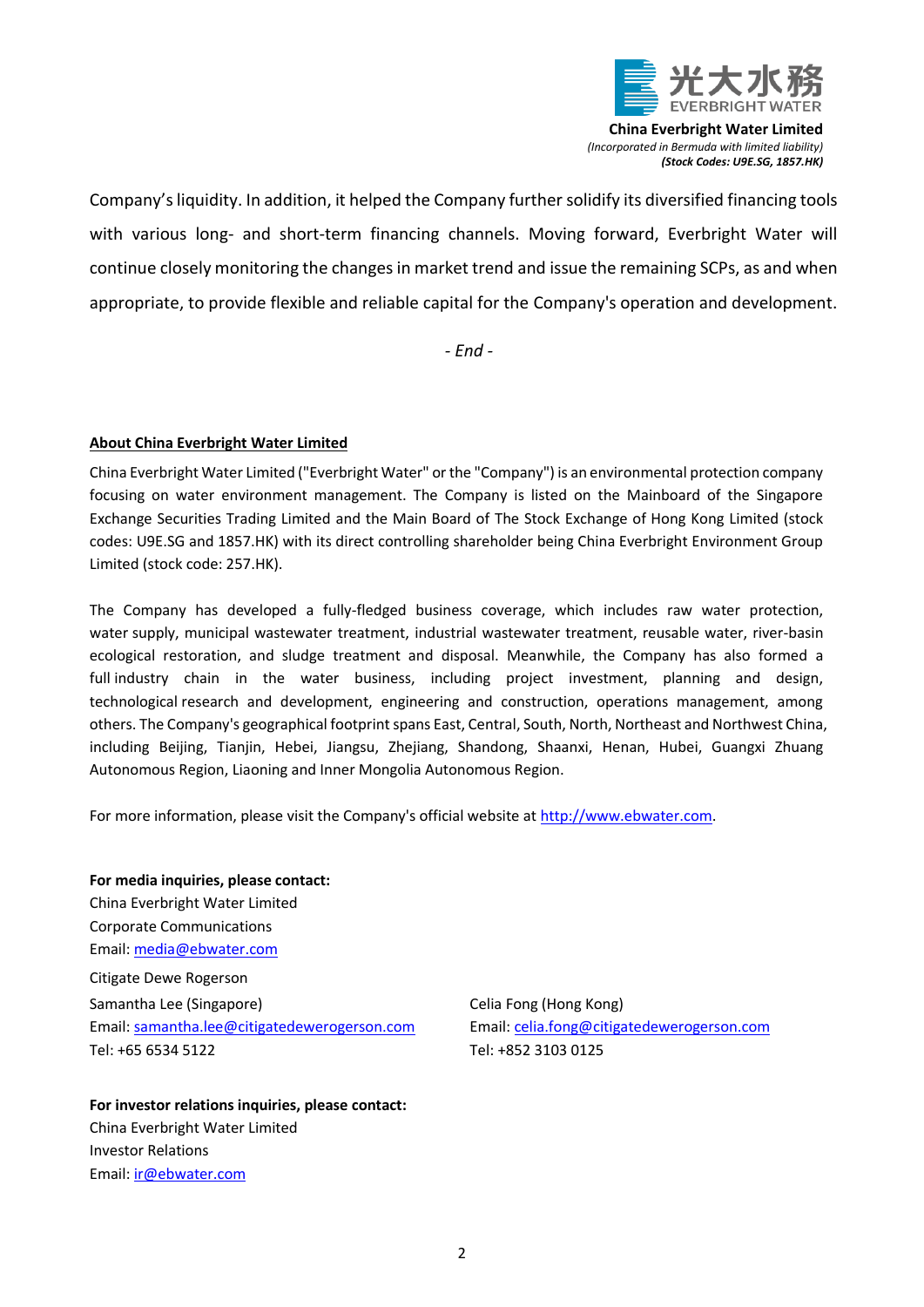Company's liquidity. In addition, it helped the Company further solidify its diversified financing tools with various long- and short-term financing channels. Moving forward, Everbright Water will continue closely monitoring the changes in market trend and issue the remaining SCPs, as and when appropriate, to provide flexible and reliable capital for the Company's operation and development.

*- End -*

**About China Everbright Water Limited**

China Everbright Water Limited ("Everbright Water" or the "Company") is an environmental protection company focusing on water environment management. The Company is listed on the Mainboard of the Singapore Exchange Securities Trading Limited and the Main Board of The Stock Exchange of Hong Kong Limited (stock codes: U9E.SG and 1857.HK) with its direct controlling shareholder being China Everbright Environment Group Limited (stock code: 257.HK).

The Company has developed a fully-fledged business coverage, which includes raw water protection, water supply, municipal wastewater treatment, industrial wastewater treatment, reusable water, river-basin ecological restoration, and sludge treatment and disposal. Meanwhile, the Company has also formed a full industry chain in the water business, including project investment, planning and design, technological research and development, engineering and construction, operations management, among others. The Company's geographical footprint spans East, Central, South, North, Northeast and Northwest China, including Beijing, Tianjin, Hebei, Jiangsu, Zhejiang, Shandong, Shaanxi, Henan, Hubei, Guangxi Zhuang Autonomous Region, Liaoning and Inner Mongolia Autonomous Region.

For more information, please visit the Company's official website at http://www.ebwater.com.

**For media inquiries, please contact:**
China Everbright Water Limited
Corporate Communications
Email: media@ebwater.com

Citigate Dewe Rogerson

Samantha Lee (Singapore)
Email: samantha.lee@citigatedewerogerson.com
Tel: +65 6534 5122

Celia Fong (Hong Kong)
Email: celia.fong@citigatedewerogerson.com
Tel: +852 3103 0125

**For investor relations inquiries, please contact:**
China Everbright Water Limited
Investor Relations
Email: ir@ebwater.com